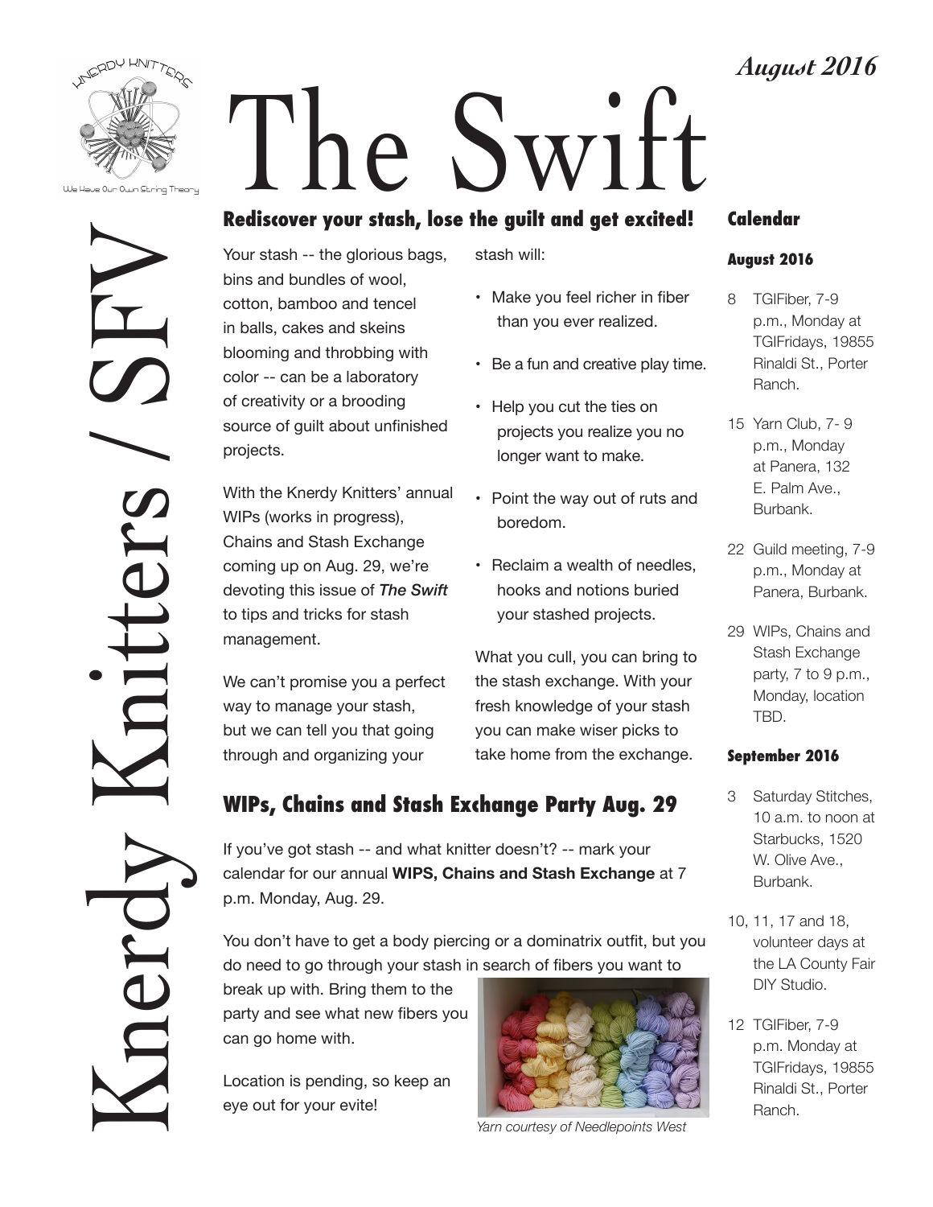August 2016

# The Swift

Kherdy Knitters / SFV

We Have Our Own String Theory

## Rediscover your stash, lose the guilt and get excited!

Your stash -- the glorious bags, bins and bundles of wool, cotton, bamboo and tencel in balls, cakes and skeins blooming and throbbing with color -- can be a laboratory of creativity or a brooding source of guilt about unfinished projects.

With the Knerdy Knitters' annual WIPs (works in progress), Chains and Stash Exchange coming up on Aug. 29, we're devoting this issue of ***The Swift*** to tips and tricks for stash management.

We can't promise you a perfect way to manage your stash, but we can tell you that going through and organizing your stash will:

- Make you feel richer in fiber than you ever realized.
- Be a fun and creative play time.
- Help you cut the ties on projects you realize you no longer want to make.
- Point the way out of ruts and boredom.
- Reclaim a wealth of needles, hooks and notions buried your stashed projects.

What you cull, you can bring to the stash exchange. With your fresh knowledge of your stash you can make wiser picks to take home from the exchange.

## WIPs, Chains and Stash Exchange Party Aug. 29

If you've got stash -- and what knitter doesn't? -- mark your calendar for our annual **WIPS, Chains and Stash Exchange** at 7 p.m. Monday, Aug. 29.

You don't have to get a body piercing or a dominatrix outfit, but you do need to go through your stash in search of fibers you want to break up with. Bring them to the party and see what new fibers you can go home with.

Location is pending, so keep an eye out for your evite!

*Yarn courtesy of Needlepoints West*

## Calendar

### August 2016

- 8 TGIFiber, 7-9 p.m., Monday at TGIFridays, 19855 Rinaldi St., Porter Ranch.
- 15 Yarn Club, 7- 9 p.m., Monday at Panera, 132 E. Palm Ave., Burbank.
- 22 Guild meeting, 7-9 p.m., Monday at Panera, Burbank.
- 29 WIPs, Chains and Stash Exchange party, 7 to 9 p.m., Monday, location TBD.

### September 2016

- 3 Saturday Stitches, 10 a.m. to noon at Starbucks, 1520 W. Olive Ave., Burbank.
- 10, 11, 17 and 18, volunteer days at the LA County Fair DIY Studio.
- 12 TGIFiber, 7-9 p.m. Monday at TGIFridays, 19855 Rinaldi St., Porter Ranch.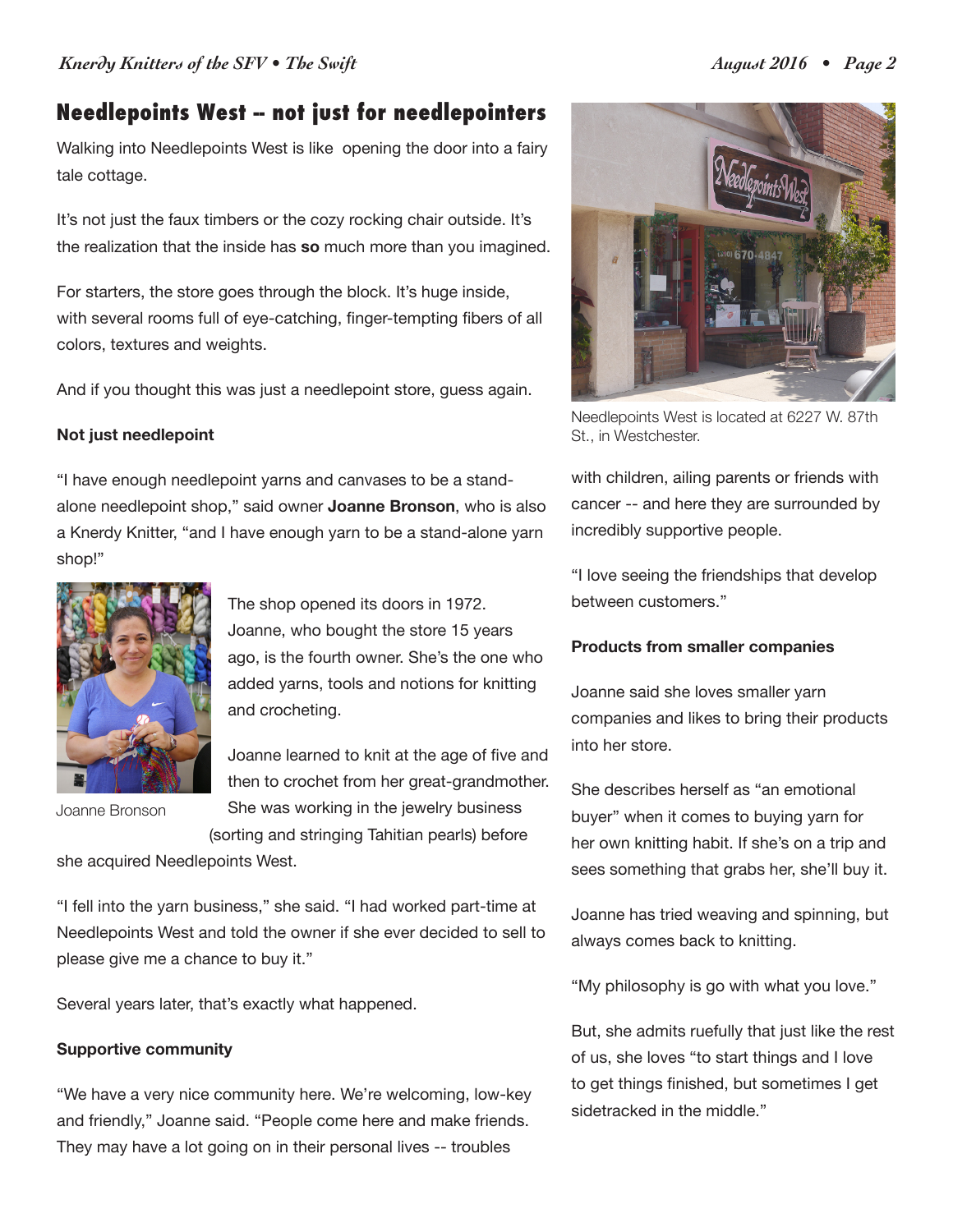## Needlepoints West -- not just for needlepointers

Walking into Needlepoints West is like opening the door into a fairy tale cottage.

It's not just the faux timbers or the cozy rocking chair outside. It's the realization that the inside has **so** much more than you imagined.

For starters, the store goes through the block. It's huge inside, with several rooms full of eye-catching, finger-tempting fibers of all colors, textures and weights.

And if you thought this was just a needlepoint store, guess again.

**Not just needlepoint**

"I have enough needlepoint yarns and canvases to be a stand-alone needlepoint shop," said owner **Joanne Bronson**, who is also a Knerdy Knitter, "and I have enough yarn to be a stand-alone yarn shop!"

Joanne Bronson

The shop opened its doors in 1972. Joanne, who bought the store 15 years ago, is the fourth owner. She's the one who added yarns, tools and notions for knitting and crocheting.

Joanne learned to knit at the age of five and then to crochet from her great-grandmother. She was working in the jewelry business (sorting and stringing Tahitian pearls) before she acquired Needlepoints West.

"I fell into the yarn business," she said. "I had worked part-time at Needlepoints West and told the owner if she ever decided to sell to please give me a chance to buy it."

Several years later, that's exactly what happened.

**Supportive community**

"We have a very nice community here. We're welcoming, low-key and friendly," Joanne said. "People come here and make friends. They may have a lot going on in their personal lives -- troubles with children, ailing parents or friends with cancer -- and here they are surrounded by incredibly supportive people.

"I love seeing the friendships that develop between customers."

Needlepoints West is located at 6227 W. 87th St., in Westchester.

**Products from smaller companies**

Joanne said she loves smaller yarn companies and likes to bring their products into her store.

She describes herself as "an emotional buyer" when it comes to buying yarn for her own knitting habit. If she's on a trip and sees something that grabs her, she'll buy it.

Joanne has tried weaving and spinning, but always comes back to knitting.

"My philosophy is go with what you love."

But, she admits ruefully that just like the rest of us, she loves "to start things and I love to get things finished, but sometimes I get sidetracked in the middle."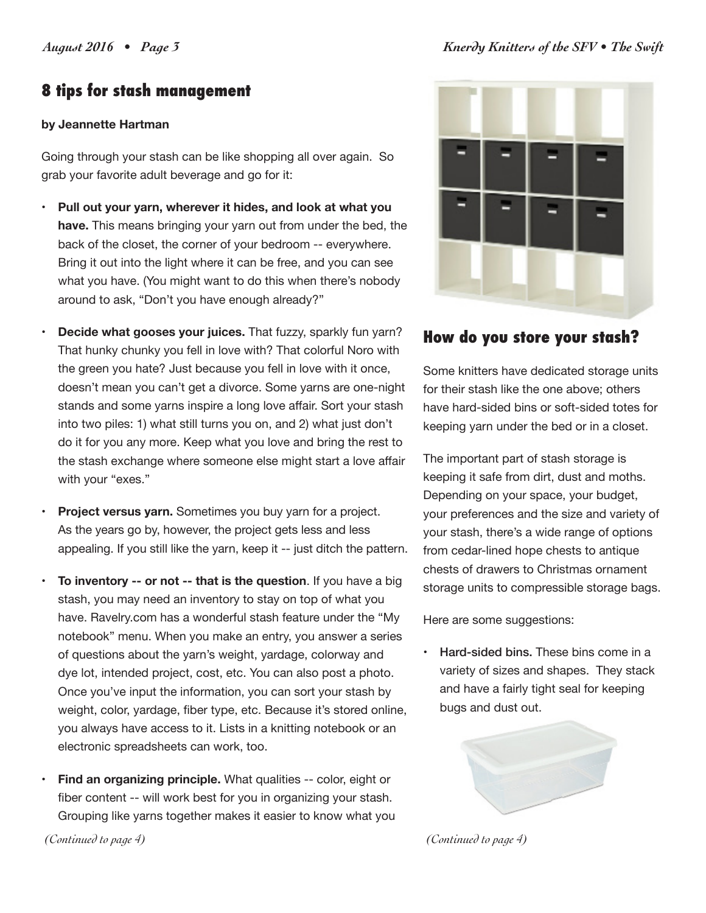## 8 tips for stash management

**by Jeannette Hartman**

Going through your stash can be like shopping all over again. So grab your favorite adult beverage and go for it:

- **Pull out your yarn, wherever it hides, and look at what you have.** This means bringing your yarn out from under the bed, the back of the closet, the corner of your bedroom -- everywhere. Bring it out into the light where it can be free, and you can see what you have. (You might want to do this when there's nobody around to ask, "Don't you have enough already?"
- **Decide what gooses your juices.** That fuzzy, sparkly fun yarn? That hunky chunky you fell in love with? That colorful Noro with the green you hate? Just because you fell in love with it once, doesn't mean you can't get a divorce. Some yarns are one-night stands and some yarns inspire a long love affair. Sort your stash into two piles: 1) what still turns you on, and 2) what just don't do it for you any more. Keep what you love and bring the rest to the stash exchange where someone else might start a love affair with your "exes."
- **Project versus yarn.** Sometimes you buy yarn for a project. As the years go by, however, the project gets less and less appealing. If you still like the yarn, keep it -- just ditch the pattern.
- **To inventory -- or not -- that is the question**. If you have a big stash, you may need an inventory to stay on top of what you have. Ravelry.com has a wonderful stash feature under the "My notebook" menu. When you make an entry, you answer a series of questions about the yarn's weight, yardage, colorway and dye lot, intended project, cost, etc. You can also post a photo. Once you've input the information, you can sort your stash by weight, color, yardage, fiber type, etc. Because it's stored online, you always have access to it. Lists in a knitting notebook or an electronic spreadsheets can work, too.
- **Find an organizing principle.** What qualities -- color, eight or fiber content -- will work best for you in organizing your stash. Grouping like yarns together makes it easier to know what you

*(Continued to page 4)*

## How do you store your stash?

Some knitters have dedicated storage units for their stash like the one above; others have hard-sided bins or soft-sided totes for keeping yarn under the bed or in a closet.

The important part of stash storage is keeping it safe from dirt, dust and moths. Depending on your space, your budget, your preferences and the size and variety of your stash, there's a wide range of options from cedar-lined hope chests to antique chests of drawers to Christmas ornament storage units to compressible storage bags.

Here are some suggestions:

- **Hard-sided bins.** These bins come in a variety of sizes and shapes. They stack and have a fairly tight seal for keeping bugs and dust out.

*(Continued to page 4)*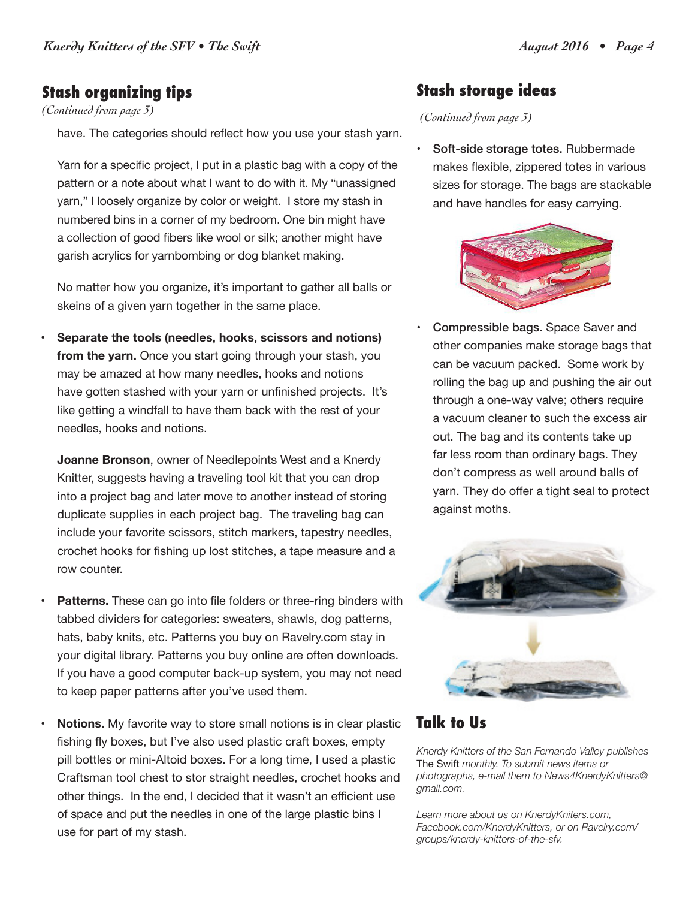## Stash organizing tips

*(Continued from page 3)*

have. The categories should reflect how you use your stash yarn.

Yarn for a specific project, I put in a plastic bag with a copy of the pattern or a note about what I want to do with it. My "unassigned yarn," I loosely organize by color or weight. I store my stash in numbered bins in a corner of my bedroom. One bin might have a collection of good fibers like wool or silk; another might have garish acrylics for yarnbombing or dog blanket making.

No matter how you organize, it's important to gather all balls or skeins of a given yarn together in the same place.

- **Separate the tools (needles, hooks, scissors and notions) from the yarn.** Once you start going through your stash, you may be amazed at how many needles, hooks and notions have gotten stashed with your yarn or unfinished projects. It's like getting a windfall to have them back with the rest of your needles, hooks and notions.

  **Joanne Bronson**, owner of Needlepoints West and a Knerdy Knitter, suggests having a traveling tool kit that you can drop into a project bag and later move to another instead of storing duplicate supplies in each project bag. The traveling bag can include your favorite scissors, stitch markers, tapestry needles, crochet hooks for fishing up lost stitches, a tape measure and a row counter.

- **Patterns.** These can go into file folders or three-ring binders with tabbed dividers for categories: sweaters, shawls, dog patterns, hats, baby knits, etc. Patterns you buy on Ravelry.com stay in your digital library. Patterns you buy online are often downloads. If you have a good computer back-up system, you may not need to keep paper patterns after you've used them.

- **Notions.** My favorite way to store small notions is in clear plastic fishing fly boxes, but I've also used plastic craft boxes, empty pill bottles or mini-Altoid boxes. For a long time, I used a plastic Craftsman tool chest to stor straight needles, crochet hooks and other things. In the end, I decided that it wasn't an efficient use of space and put the needles in one of the large plastic bins I use for part of my stash.

## Stash storage ideas

*(Continued from page 3)*

- **Soft-side storage totes.** Rubbermade makes flexible, zippered totes in various sizes for storage. The bags are stackable and have handles for easy carrying.

- **Compressible bags.** Space Saver and other companies make storage bags that can be vacuum packed. Some work by rolling the bag up and pushing the air out through a one-way valve; others require a vacuum cleaner to such the excess air out. The bag and its contents take up far less room than ordinary bags. They don't compress as well around balls of yarn. They do offer a tight seal to protect against moths.

## Talk to Us

*Knerdy Knitters of the San Fernando Valley publishes* The Swift *monthly. To submit news items or photographs, e-mail them to News4KnerdyKnitters@gmail.com.*

*Learn more about us on KnerdyKniters.com, Facebook.com/KnerdyKnitters, or on Ravelry.com/groups/knerdy-knitters-of-the-sfv.*